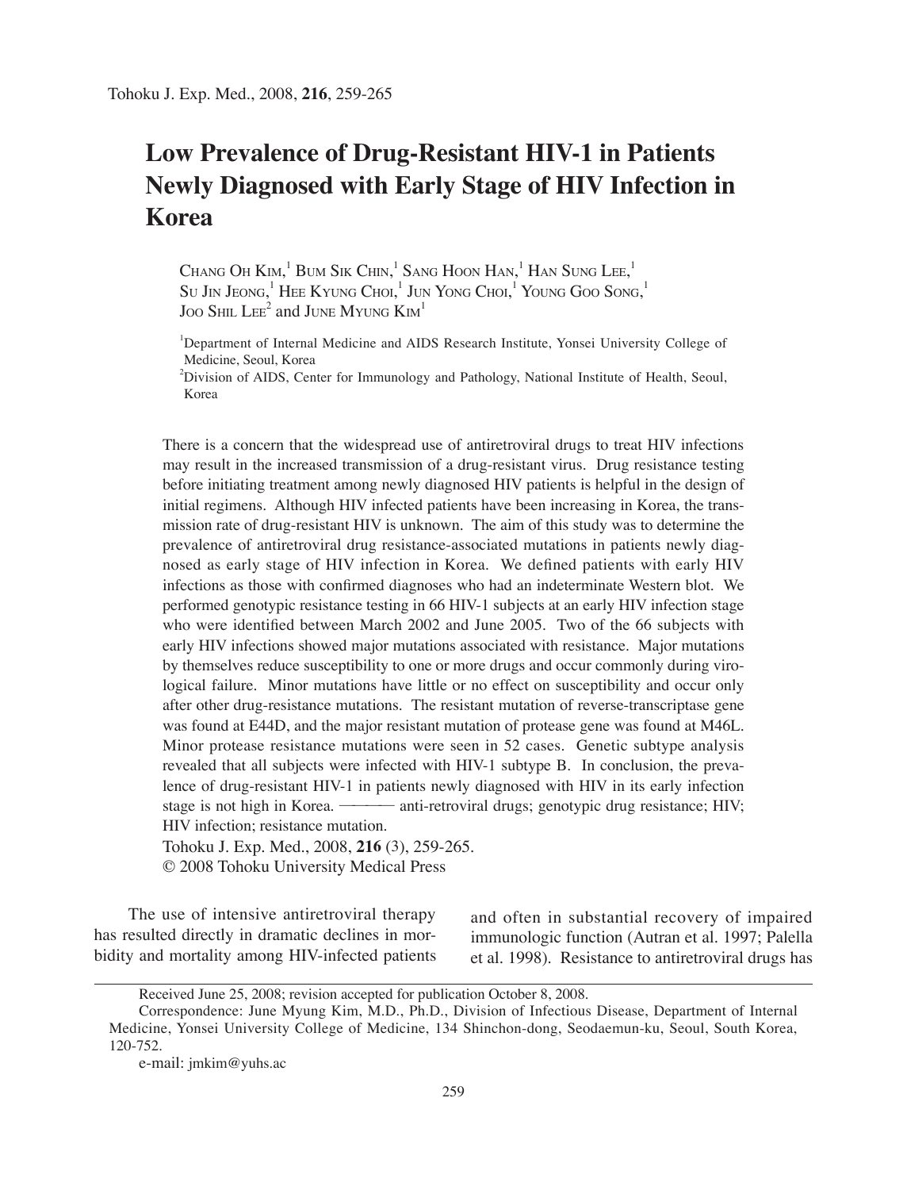# Low Prevalence of Drug-Resistant HIV-1 in Patients Newly Diagnosed with Early Stage of HIV Infection in Korea

Chang Oh Kim,[1] Bum Sik Chin,[1] Sang Hoon Han,[1] Han Sung Lee,[1] Su Jin Jeong,[1] Hee Kyung Choi,[1] Jun Yong Choi,[1] Young Goo Song,[1] Joo Shil Lee[2] and June Myung Kim[1]

[1]Department of Internal Medicine and AIDS Research Institute, Yonsei University College of Medicine, Seoul, Korea

[2]Division of AIDS, Center for Immunology and Pathology, National Institute of Health, Seoul, Korea

There is a concern that the widespread use of antiretroviral drugs to treat HIV infections may result in the increased transmission of a drug-resistant virus. Drug resistance testing before initiating treatment among newly diagnosed HIV patients is helpful in the design of initial regimens. Although HIV infected patients have been increasing in Korea, the transmission rate of drug-resistant HIV is unknown. The aim of this study was to determine the prevalence of antiretroviral drug resistance-associated mutations in patients newly diagnosed as early stage of HIV infection in Korea. We defined patients with early HIV infections as those with confirmed diagnoses who had an indeterminate Western blot. We performed genotypic resistance testing in 66 HIV-1 subjects at an early HIV infection stage who were identified between March 2002 and June 2005. Two of the 66 subjects with early HIV infections showed major mutations associated with resistance. Major mutations by themselves reduce susceptibility to one or more drugs and occur commonly during virological failure. Minor mutations have little or no effect on susceptibility and occur only after other drug-resistance mutations. The resistant mutation of reverse-transcriptase gene was found at E44D, and the major resistant mutation of protease gene was found at M46L. Minor protease resistance mutations were seen in 52 cases. Genetic subtype analysis revealed that all subjects were infected with HIV-1 subtype B. In conclusion, the prevalence of drug-resistant HIV-1 in patients newly diagnosed with HIV in its early infection stage is not high in Korea. ——— anti-retroviral drugs; genotypic drug resistance; HIV; HIV infection; resistance mutation.

Tohoku J. Exp. Med., 2008, **216** (3), 259-265.

© 2008 Tohoku University Medical Press

The use of intensive antiretroviral therapy has resulted directly in dramatic declines in morbidity and mortality among HIV-infected patients and often in substantial recovery of impaired immunologic function (Autran et al. 1997; Palella et al. 1998). Resistance to antiretroviral drugs has

Received June 25, 2008; revision accepted for publication October 8, 2008.

Correspondence: June Myung Kim, M.D., Ph.D., Division of Infectious Disease, Department of Internal Medicine, Yonsei University College of Medicine, 134 Shinchon-dong, Seodaemun-ku, Seoul, South Korea, 120-752.

e-mail: jmkim@yuhs.ac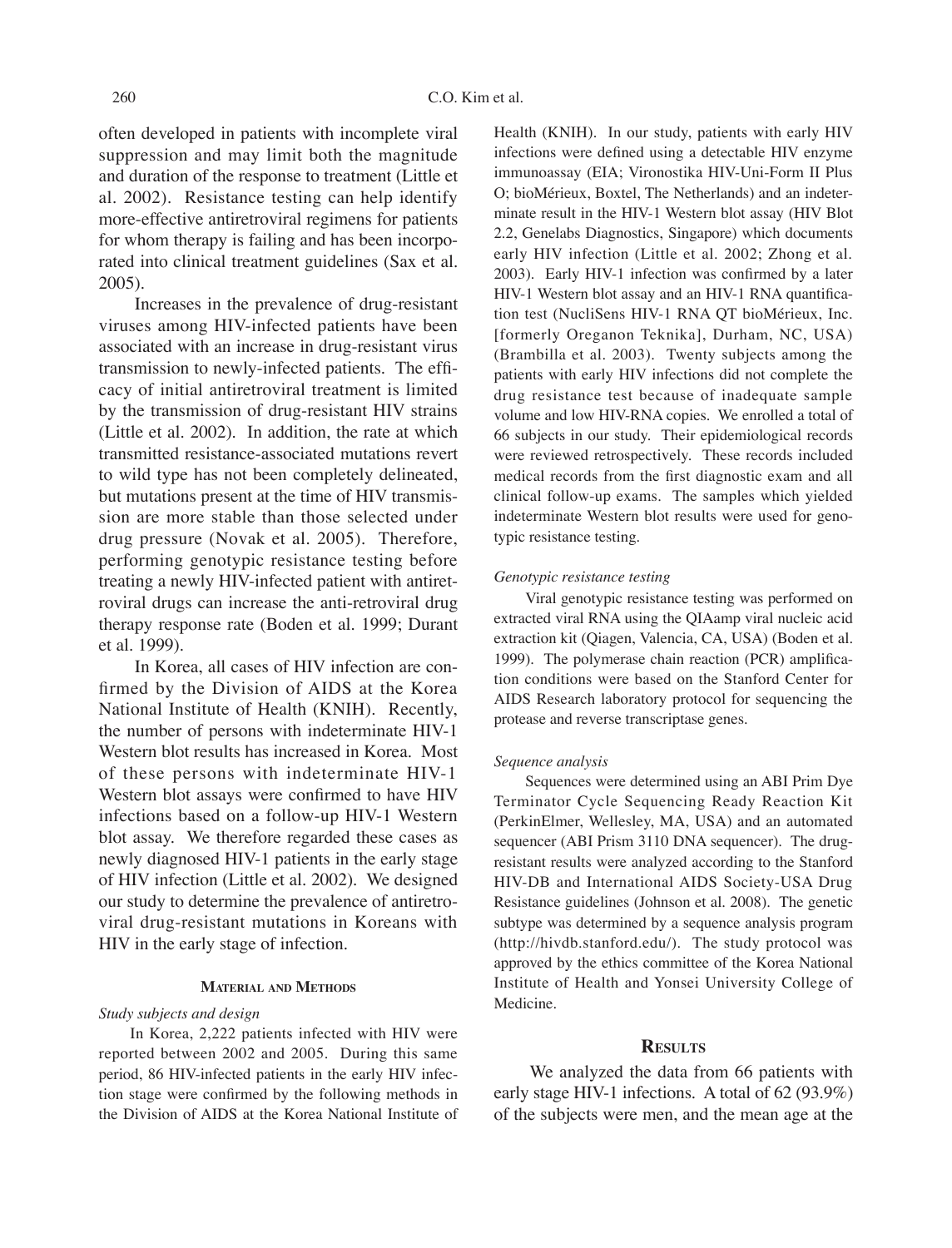often developed in patients with incomplete viral suppression and may limit both the magnitude and duration of the response to treatment (Little et al. 2002). Resistance testing can help identify more-effective antiretroviral regimens for patients for whom therapy is failing and has been incorporated into clinical treatment guidelines (Sax et al. 2005).

Increases in the prevalence of drug-resistant viruses among HIV-infected patients have been associated with an increase in drug-resistant virus transmission to newly-infected patients. The efficacy of initial antiretroviral treatment is limited by the transmission of drug-resistant HIV strains (Little et al. 2002). In addition, the rate at which transmitted resistance-associated mutations revert to wild type has not been completely delineated, but mutations present at the time of HIV transmission are more stable than those selected under drug pressure (Novak et al. 2005). Therefore, performing genotypic resistance testing before treating a newly HIV-infected patient with antiretroviral drugs can increase the anti-retroviral drug therapy response rate (Boden et al. 1999; Durant et al. 1999).

In Korea, all cases of HIV infection are confirmed by the Division of AIDS at the Korea National Institute of Health (KNIH). Recently, the number of persons with indeterminate HIV-1 Western blot results has increased in Korea. Most of these persons with indeterminate HIV-1 Western blot assays were confirmed to have HIV infections based on a follow-up HIV-1 Western blot assay. We therefore regarded these cases as newly diagnosed HIV-1 patients in the early stage of HIV infection (Little et al. 2002). We designed our study to determine the prevalence of antiretroviral drug-resistant mutations in Koreans with HIV in the early stage of infection.

## Material and Methods

*Study subjects and design*

In Korea, 2,222 patients infected with HIV were reported between 2002 and 2005. During this same period, 86 HIV-infected patients in the early HIV infection stage were confirmed by the following methods in the Division of AIDS at the Korea National Institute of Health (KNIH). In our study, patients with early HIV infections were defined using a detectable HIV enzyme immunoassay (EIA; Vironostika HIV-Uni-Form II Plus O; bioMérieux, Boxtel, The Netherlands) and an indeterminate result in the HIV-1 Western blot assay (HIV Blot 2.2, Genelabs Diagnostics, Singapore) which documents early HIV infection (Little et al. 2002; Zhong et al. 2003). Early HIV-1 infection was confirmed by a later HIV-1 Western blot assay and an HIV-1 RNA quantification test (NucliSens HIV-1 RNA QT bioMérieux, Inc. [formerly Oreganon Teknika], Durham, NC, USA) (Brambilla et al. 2003). Twenty subjects among the patients with early HIV infections did not complete the drug resistance test because of inadequate sample volume and low HIV-RNA copies. We enrolled a total of 66 subjects in our study. Their epidemiological records were reviewed retrospectively. These records included medical records from the first diagnostic exam and all clinical follow-up exams. The samples which yielded indeterminate Western blot results were used for genotypic resistance testing.

*Genotypic resistance testing*

Viral genotypic resistance testing was performed on extracted viral RNA using the QIAamp viral nucleic acid extraction kit (Qiagen, Valencia, CA, USA) (Boden et al. 1999). The polymerase chain reaction (PCR) amplification conditions were based on the Stanford Center for AIDS Research laboratory protocol for sequencing the protease and reverse transcriptase genes.

*Sequence analysis*

Sequences were determined using an ABI Prim Dye Terminator Cycle Sequencing Ready Reaction Kit (PerkinElmer, Wellesley, MA, USA) and an automated sequencer (ABI Prism 3110 DNA sequencer). The drug-resistant results were analyzed according to the Stanford HIV-DB and International AIDS Society-USA Drug Resistance guidelines (Johnson et al. 2008). The genetic subtype was determined by a sequence analysis program (http://hivdb.stanford.edu/). The study protocol was approved by the ethics committee of the Korea National Institute of Health and Yonsei University College of Medicine.

## Results

We analyzed the data from 66 patients with early stage HIV-1 infections. A total of 62 (93.9%) of the subjects were men, and the mean age at the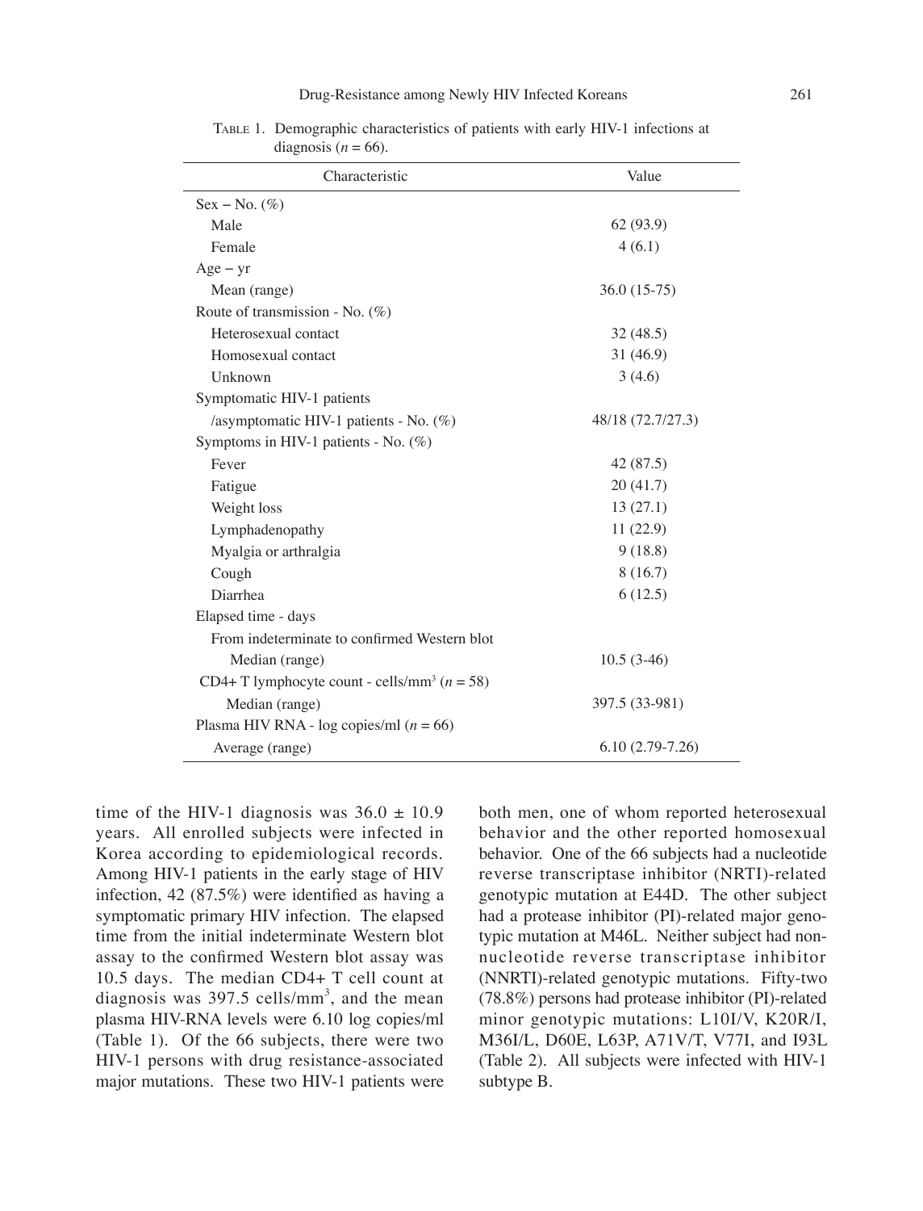TABLE 1. Demographic characteristics of patients with early HIV-1 infections at diagnosis ($n = 66$).

| Characteristic | Value |
|---|---|
| Sex – No. (%) | |
| Male | 62 (93.9) |
| Female | 4 (6.1) |
| Age – yr | |
| Mean (range) | 36.0 (15-75) |
| Route of transmission - No. (%) | |
| Heterosexual contact | 32 (48.5) |
| Homosexual contact | 31 (46.9) |
| Unknown | 3 (4.6) |
| Symptomatic HIV-1 patients /asymptomatic HIV-1 patients - No. (%) | 48/18 (72.7/27.3) |
| Symptoms in HIV-1 patients - No. (%) | |
| Fever | 42 (87.5) |
| Fatigue | 20 (41.7) |
| Weight loss | 13 (27.1) |
| Lymphadenopathy | 11 (22.9) |
| Myalgia or arthralgia | 9 (18.8) |
| Cough | 8 (16.7) |
| Diarrhea | 6 (12.5) |
| Elapsed time - days | |
| From indeterminate to confirmed Western blot | |
| Median (range) | 10.5 (3-46) |
| CD4+ T lymphocyte count - cells/mm$^3$ ($n = 58$) | |
| Median (range) | 397.5 (33-981) |
| Plasma HIV RNA - log copies/ml ($n = 66$) | |
| Average (range) | 6.10 (2.79-7.26) |

time of the HIV-1 diagnosis was 36.0 ± 10.9 years. All enrolled subjects were infected in Korea according to epidemiological records. Among HIV-1 patients in the early stage of HIV infection, 42 (87.5%) were identified as having a symptomatic primary HIV infection. The elapsed time from the initial indeterminate Western blot assay to the confirmed Western blot assay was 10.5 days. The median CD4+ T cell count at diagnosis was 397.5 cells/mm$^3$, and the mean plasma HIV-RNA levels were 6.10 log copies/ml (Table 1). Of the 66 subjects, there were two HIV-1 persons with drug resistance-associated major mutations. These two HIV-1 patients were both men, one of whom reported heterosexual behavior and the other reported homosexual behavior. One of the 66 subjects had a nucleotide reverse transcriptase inhibitor (NRTI)-related genotypic mutation at E44D. The other subject had a protease inhibitor (PI)-related major genotypic mutation at M46L. Neither subject had non-nucleotide reverse transcriptase inhibitor (NNRTI)-related genotypic mutations. Fifty-two (78.8%) persons had protease inhibitor (PI)-related minor genotypic mutations: L10I/V, K20R/I, M36I/L, D60E, L63P, A71V/T, V77I, and I93L (Table 2). All subjects were infected with HIV-1 subtype B.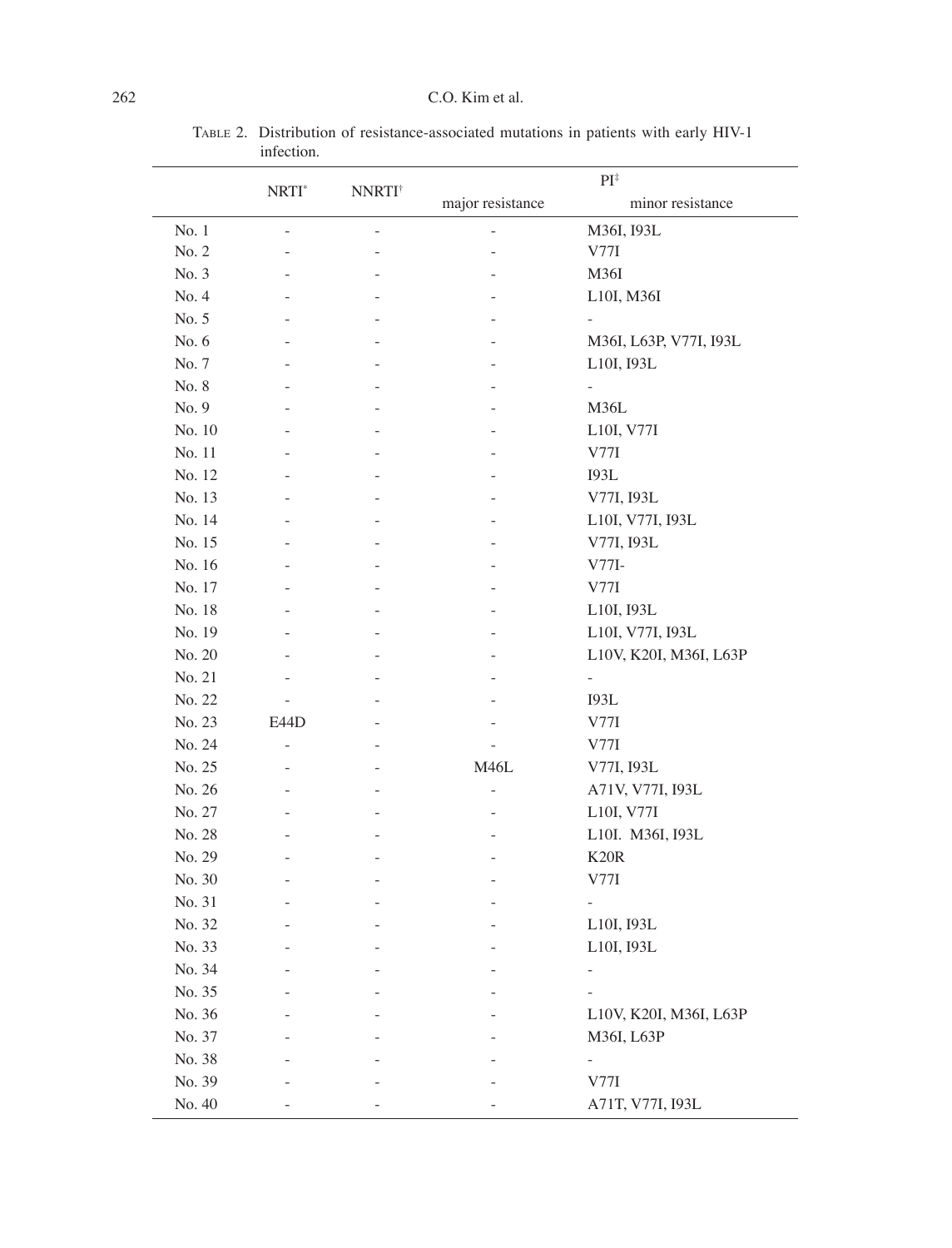TABLE 2. Distribution of resistance-associated mutations in patients with early HIV-1 infection.

| | NRTI* | NNRTI† | PI‡ | |
|---|---|---|---|---|
| | | | major resistance | minor resistance |
| No. 1 | - | - | - | M36I, I93L |
| No. 2 | - | - | - | V77I |
| No. 3 | - | - | - | M36I |
| No. 4 | - | - | - | L10I, M36I |
| No. 5 | - | - | - | - |
| No. 6 | - | - | - | M36I, L63P, V77I, I93L |
| No. 7 | - | - | - | L10I, I93L |
| No. 8 | - | - | - | - |
| No. 9 | - | - | - | M36L |
| No. 10 | - | - | - | L10I, V77I |
| No. 11 | - | - | - | V77I |
| No. 12 | - | - | - | I93L |
| No. 13 | - | - | - | V77I, I93L |
| No. 14 | - | - | - | L10I, V77I, I93L |
| No. 15 | - | - | - | V77I, I93L |
| No. 16 | - | - | - | V77I- |
| No. 17 | - | - | - | V77I |
| No. 18 | - | - | - | L10I, I93L |
| No. 19 | - | - | - | L10I, V77I, I93L |
| No. 20 | - | - | - | L10V, K20I, M36I, L63P |
| No. 21 | - | - | - | - |
| No. 22 | - | - | - | I93L |
| No. 23 | E44D | - | - | V77I |
| No. 24 | - | - | - | V77I |
| No. 25 | - | - | M46L | V77I, I93L |
| No. 26 | - | - | - | A71V, V77I, I93L |
| No. 27 | - | - | - | L10I, V77I |
| No. 28 | - | - | - | L10I. M36I, I93L |
| No. 29 | - | - | - | K20R |
| No. 30 | - | - | - | V77I |
| No. 31 | - | - | - | - |
| No. 32 | - | - | - | L10I, I93L |
| No. 33 | - | - | - | L10I, I93L |
| No. 34 | - | - | - | - |
| No. 35 | - | - | - | - |
| No. 36 | - | - | - | L10V, K20I, M36I, L63P |
| No. 37 | - | - | - | M36I, L63P |
| No. 38 | - | - | - | - |
| No. 39 | - | - | - | V77I |
| No. 40 | - | - | - | A71T, V77I, I93L |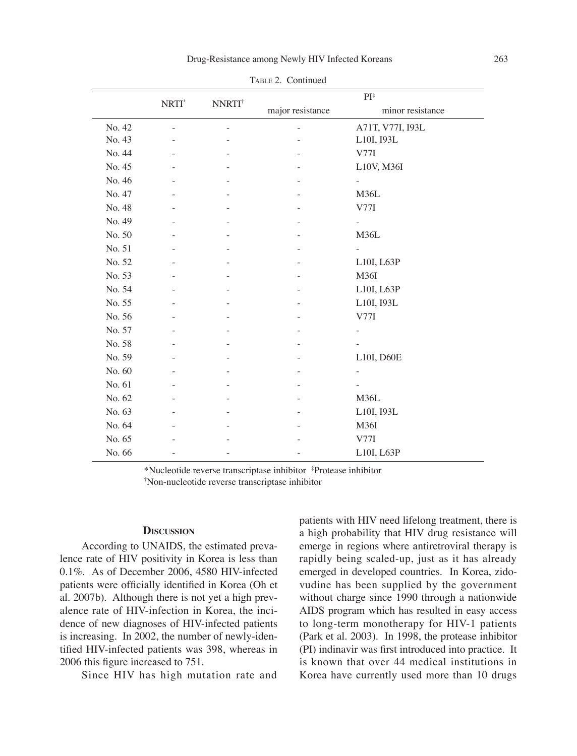TABLE 2. Continued

| | NRTI* | NNRTI† | PI‡ | |
|---|---|---|---|---|
| | | | major resistance | minor resistance |
| No. 42 | - | - | - | A71T, V77I, I93L |
| No. 43 | - | - | - | L10I, I93L |
| No. 44 | - | - | - | V77I |
| No. 45 | - | - | - | L10V, M36I |
| No. 46 | - | - | - | - |
| No. 47 | - | - | - | M36L |
| No. 48 | - | - | - | V77I |
| No. 49 | - | - | - | - |
| No. 50 | - | - | - | M36L |
| No. 51 | - | - | - | - |
| No. 52 | - | - | - | L10I, L63P |
| No. 53 | - | - | - | M36I |
| No. 54 | - | - | - | L10I, L63P |
| No. 55 | - | - | - | L10I, I93L |
| No. 56 | - | - | - | V77I |
| No. 57 | - | - | - | - |
| No. 58 | - | - | - | - |
| No. 59 | - | - | - | L10I, D60E |
| No. 60 | - | - | - | - |
| No. 61 | - | - | - | - |
| No. 62 | - | - | - | M36L |
| No. 63 | - | - | - | L10I, I93L |
| No. 64 | - | - | - | M36I |
| No. 65 | - | - | - | V77I |
| No. 66 | - | - | - | L10I, L63P |

*Nucleotide reverse transcriptase inhibitor ‡Protease inhibitor
†Non-nucleotide reverse transcriptase inhibitor

## DISCUSSION

According to UNAIDS, the estimated prevalence rate of HIV positivity in Korea is less than 0.1%. As of December 2006, 4580 HIV-infected patients were officially identified in Korea (Oh et al. 2007b). Although there is not yet a high prevalence rate of HIV-infection in Korea, the incidence of new diagnoses of HIV-infected patients is increasing. In 2002, the number of newly-identified HIV-infected patients was 398, whereas in 2006 this figure increased to 751.

Since HIV has high mutation rate and patients with HIV need lifelong treatment, there is a high probability that HIV drug resistance will emerge in regions where antiretroviral therapy is rapidly being scaled-up, just as it has already emerged in developed countries. In Korea, zidovudine has been supplied by the government without charge since 1990 through a nationwide AIDS program which has resulted in easy access to long-term monotherapy for HIV-1 patients (Park et al. 2003). In 1998, the protease inhibitor (PI) indinavir was first introduced into practice. It is known that over 44 medical institutions in Korea have currently used more than 10 drugs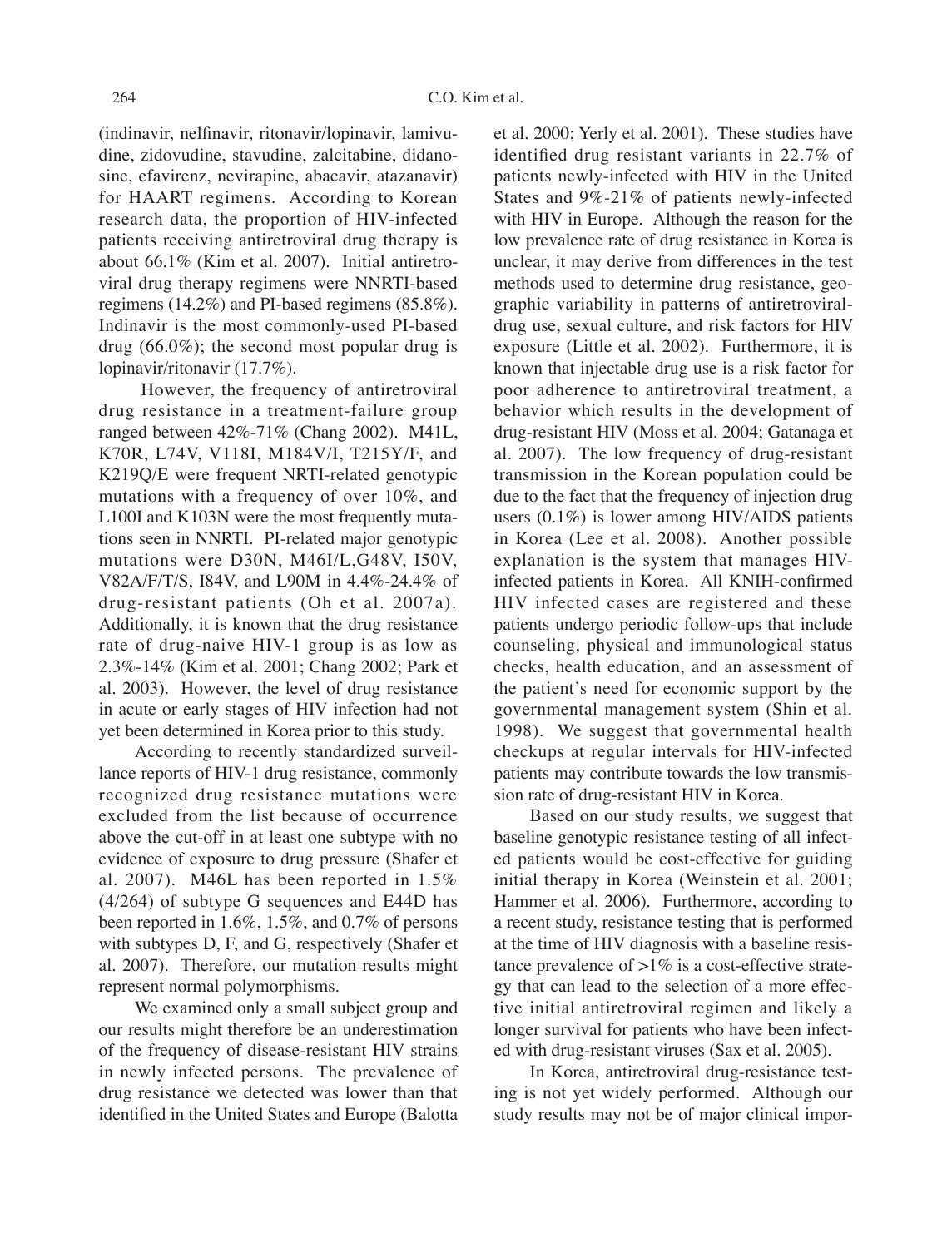(indinavir, nelfinavir, ritonavir/lopinavir, lamivudine, zidovudine, stavudine, zalcitabine, didanosine, efavirenz, nevirapine, abacavir, atazanavir) for HAART regimens. According to Korean research data, the proportion of HIV-infected patients receiving antiretroviral drug therapy is about 66.1% (Kim et al. 2007). Initial antiretroviral drug therapy regimens were NNRTI-based regimens (14.2%) and PI-based regimens (85.8%). Indinavir is the most commonly-used PI-based drug (66.0%); the second most popular drug is lopinavir/ritonavir (17.7%).

However, the frequency of antiretroviral drug resistance in a treatment-failure group ranged between 42%-71% (Chang 2002). M41L, K70R, L74V, V118I, M184V/I, T215Y/F, and K219Q/E were frequent NRTI-related genotypic mutations with a frequency of over 10%, and L100I and K103N were the most frequently mutations seen in NNRTI. PI-related major genotypic mutations were D30N, M46I/L,G48V, I50V, V82A/F/T/S, I84V, and L90M in 4.4%-24.4% of drug-resistant patients (Oh et al. 2007a). Additionally, it is known that the drug resistance rate of drug-naive HIV-1 group is as low as 2.3%-14% (Kim et al. 2001; Chang 2002; Park et al. 2003). However, the level of drug resistance in acute or early stages of HIV infection had not yet been determined in Korea prior to this study.

According to recently standardized surveillance reports of HIV-1 drug resistance, commonly recognized drug resistance mutations were excluded from the list because of occurrence above the cut-off in at least one subtype with no evidence of exposure to drug pressure (Shafer et al. 2007). M46L has been reported in 1.5% (4/264) of subtype G sequences and E44D has been reported in 1.6%, 1.5%, and 0.7% of persons with subtypes D, F, and G, respectively (Shafer et al. 2007). Therefore, our mutation results might represent normal polymorphisms.

We examined only a small subject group and our results might therefore be an underestimation of the frequency of disease-resistant HIV strains in newly infected persons. The prevalence of drug resistance we detected was lower than that identified in the United States and Europe (Balotta et al. 2000; Yerly et al. 2001). These studies have identified drug resistant variants in 22.7% of patients newly-infected with HIV in the United States and 9%-21% of patients newly-infected with HIV in Europe. Although the reason for the low prevalence rate of drug resistance in Korea is unclear, it may derive from differences in the test methods used to determine drug resistance, geographic variability in patterns of antiretroviral-drug use, sexual culture, and risk factors for HIV exposure (Little et al. 2002). Furthermore, it is known that injectable drug use is a risk factor for poor adherence to antiretroviral treatment, a behavior which results in the development of drug-resistant HIV (Moss et al. 2004; Gatanaga et al. 2007). The low frequency of drug-resistant transmission in the Korean population could be due to the fact that the frequency of injection drug users (0.1%) is lower among HIV/AIDS patients in Korea (Lee et al. 2008). Another possible explanation is the system that manages HIV-infected patients in Korea. All KNIH-confirmed HIV infected cases are registered and these patients undergo periodic follow-ups that include counseling, physical and immunological status checks, health education, and an assessment of the patient's need for economic support by the governmental management system (Shin et al. 1998). We suggest that governmental health checkups at regular intervals for HIV-infected patients may contribute towards the low transmission rate of drug-resistant HIV in Korea.

Based on our study results, we suggest that baseline genotypic resistance testing of all infected patients would be cost-effective for guiding initial therapy in Korea (Weinstein et al. 2001; Hammer et al. 2006). Furthermore, according to a recent study, resistance testing that is performed at the time of HIV diagnosis with a baseline resistance prevalence of >1% is a cost-effective strategy that can lead to the selection of a more effective initial antiretroviral regimen and likely a longer survival for patients who have been infected with drug-resistant viruses (Sax et al. 2005).

In Korea, antiretroviral drug-resistance testing is not yet widely performed. Although our study results may not be of major clinical impor-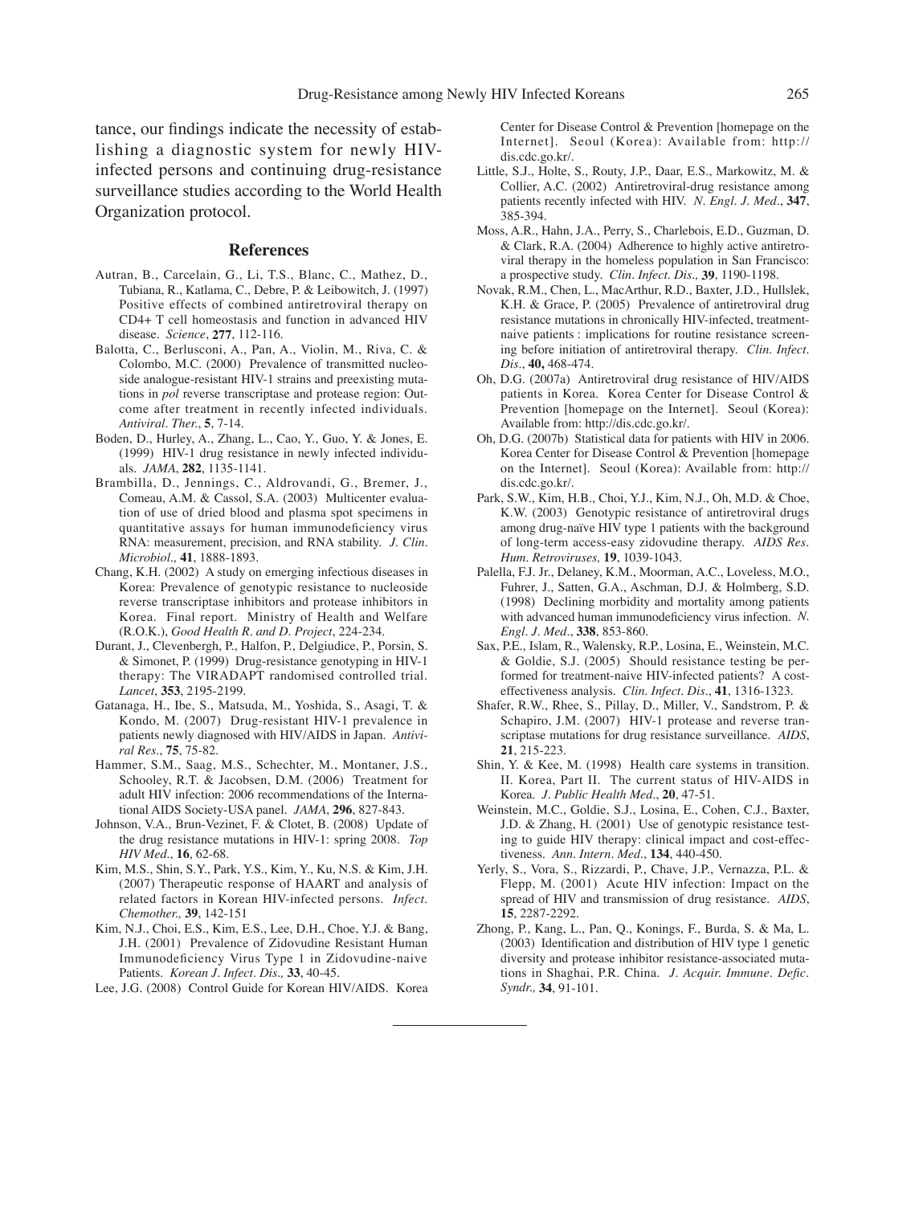tance, our findings indicate the necessity of establishing a diagnostic system for newly HIV-infected persons and continuing drug-resistance surveillance studies according to the World Health Organization protocol.

## References

Autran, B., Carcelain, G., Li, T.S., Blanc, C., Mathez, D., Tubiana, R., Katlama, C., Debre, P. & Leibowitch, J. (1997) Positive effects of combined antiretroviral therapy on CD4+ T cell homeostasis and function in advanced HIV disease. *Science*, **277**, 112-116.

Balotta, C., Berlusconi, A., Pan, A., Violin, M., Riva, C. & Colombo, M.C. (2000) Prevalence of transmitted nucleoside analogue-resistant HIV-1 strains and preexisting mutations in *pol* reverse transcriptase and protease region: Outcome after treatment in recently infected individuals. *Antiviral. Ther.*, **5**, 7-14.

Boden, D., Hurley, A., Zhang, L., Cao, Y., Guo, Y. & Jones, E. (1999) HIV-1 drug resistance in newly infected individuals. *JAMA*, **282**, 1135-1141.

Brambilla, D., Jennings, C., Aldrovandi, G., Bremer, J., Comeau, A.M. & Cassol, S.A. (2003) Multicenter evaluation of use of dried blood and plasma spot specimens in quantitative assays for human immunodeficiency virus RNA: measurement, precision, and RNA stability. *J. Clin. Microbiol.,* **41**, 1888-1893.

Chang, K.H. (2002) A study on emerging infectious diseases in Korea: Prevalence of genotypic resistance to nucleoside reverse transcriptase inhibitors and protease inhibitors in Korea. Final report. Ministry of Health and Welfare (R.O.K.), *Good Health R. and D. Project*, 224-234.

Durant, J., Clevenbergh, P., Halfon, P., Delgiudice, P., Porsin, S. & Simonet, P. (1999) Drug-resistance genotyping in HIV-1 therapy: The VIRADAPT randomised controlled trial. *Lancet*, **353**, 2195-2199.

Gatanaga, H., Ibe, S., Matsuda, M., Yoshida, S., Asagi, T. & Kondo, M. (2007) Drug-resistant HIV-1 prevalence in patients newly diagnosed with HIV/AIDS in Japan. *Antiviral Res.*, **75**, 75-82.

Hammer, S.M., Saag, M.S., Schechter, M., Montaner, J.S., Schooley, R.T. & Jacobsen, D.M. (2006) Treatment for adult HIV infection: 2006 recommendations of the International AIDS Society-USA panel. *JAMA*, **296**, 827-843.

Johnson, V.A., Brun-Vezinet, F. & Clotet, B. (2008) Update of the drug resistance mutations in HIV-1: spring 2008. *Top HIV Med.*, **16**, 62-68.

Kim, M.S., Shin, S.Y., Park, Y.S., Kim, Y., Ku, N.S. & Kim, J.H. (2007) Therapeutic response of HAART and analysis of related factors in Korean HIV-infected persons. *Infect. Chemother.,* **39**, 142-151

Kim, N.J., Choi, E.S., Kim, E.S., Lee, D.H., Choe, Y.J. & Bang, J.H. (2001) Prevalence of Zidovudine Resistant Human Immunodeficiency Virus Type 1 in Zidovudine-naive Patients. *Korean J. Infect. Dis.,* **33**, 40-45.

Lee, J.G. (2008) Control Guide for Korean HIV/AIDS. Korea Center for Disease Control & Prevention [homepage on the Internet]. Seoul (Korea): Available from: http://dis.cdc.go.kr/.

Little, S.J., Holte, S., Routy, J.P., Daar, E.S., Markowitz, M. & Collier, A.C. (2002) Antiretroviral-drug resistance among patients recently infected with HIV. *N. Engl. J. Med.*, **347**, 385-394.

Moss, A.R., Hahn, J.A., Perry, S., Charlebois, E.D., Guzman, D. & Clark, R.A. (2004) Adherence to highly active antiretroviral therapy in the homeless population in San Francisco: a prospective study. *Clin. Infect. Dis.,* **39**, 1190-1198.

Novak, R.M., Chen, L., MacArthur, R.D., Baxter, J.D., Hullslek, K.H. & Grace, P. (2005) Prevalence of antiretroviral drug resistance mutations in chronically HIV-infected, treatment-naive patients : implications for routine resistance screening before initiation of antiretroviral therapy. *Clin. Infect. Dis.*, **40,** 468-474.

Oh, D.G. (2007a) Antiretroviral drug resistance of HIV/AIDS patients in Korea. Korea Center for Disease Control & Prevention [homepage on the Internet]. Seoul (Korea): Available from: http://dis.cdc.go.kr/.

Oh, D.G. (2007b) Statistical data for patients with HIV in 2006. Korea Center for Disease Control & Prevention [homepage on the Internet]. Seoul (Korea): Available from: http://dis.cdc.go.kr/.

Park, S.W., Kim, H.B., Choi, Y.J., Kim, N.J., Oh, M.D. & Choe, K.W. (2003) Genotypic resistance of antiretroviral drugs among drug-naïve HIV type 1 patients with the background of long-term access-easy zidovudine therapy. *AIDS Res. Hum. Retroviruses,* **19**, 1039-1043.

Palella, F.J. Jr., Delaney, K.M., Moorman, A.C., Loveless, M.O., Fuhrer, J., Satten, G.A., Aschman, D.J. & Holmberg, S.D. (1998) Declining morbidity and mortality among patients with advanced human immunodeficiency virus infection. *N. Engl. J. Med.*, **338**, 853-860.

Sax, P.E., Islam, R., Walensky, R.P., Losina, E., Weinstein, M.C. & Goldie, S.J. (2005) Should resistance testing be performed for treatment-naive HIV-infected patients? A cost-effectiveness analysis. *Clin. Infect. Dis.*, **41**, 1316-1323.

Shafer, R.W., Rhee, S., Pillay, D., Miller, V., Sandstrom, P. & Schapiro, J.M. (2007) HIV-1 protease and reverse transcriptase mutations for drug resistance surveillance. *AIDS*, **21**, 215-223.

Shin, Y. & Kee, M. (1998) Health care systems in transition. II. Korea, Part II. The current status of HIV-AIDS in Korea. *J. Public Health Med.*, **20**, 47-51.

Weinstein, M.C., Goldie, S.J., Losina, E., Cohen, C.J., Baxter, J.D. & Zhang, H. (2001) Use of genotypic resistance testing to guide HIV therapy: clinical impact and cost-effectiveness. *Ann. Intern. Med.*, **134**, 440-450.

Yerly, S., Vora, S., Rizzardi, P., Chave, J.P., Vernazza, P.L. & Flepp, M. (2001) Acute HIV infection: Impact on the spread of HIV and transmission of drug resistance. *AIDS*, **15**, 2287-2292.

Zhong, P., Kang, L., Pan, Q., Konings, F., Burda, S. & Ma, L. (2003) Identification and distribution of HIV type 1 genetic diversity and protease inhibitor resistance-associated mutations in Shaghai, P.R. China. *J. Acquir. Immune. Defic. Syndr.,* **34**, 91-101.